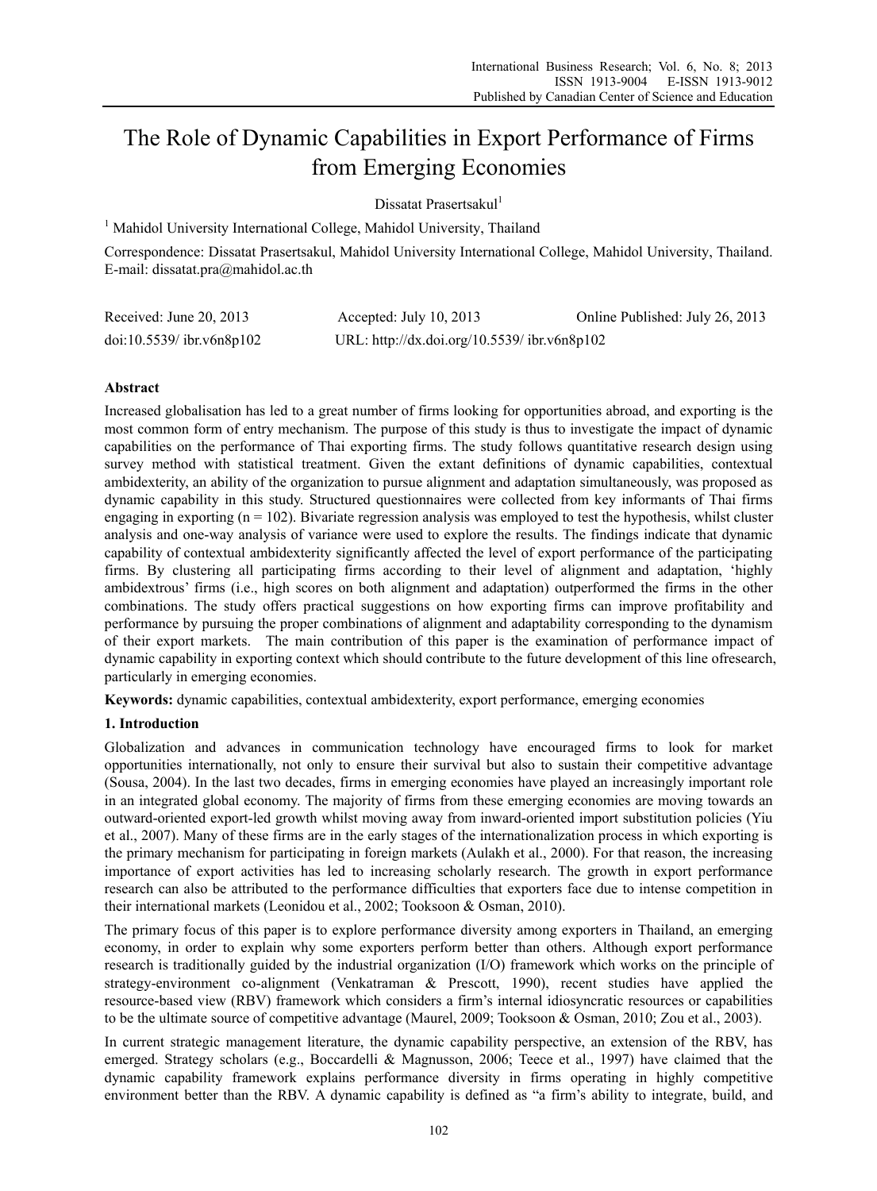# The Role of Dynamic Capabilities in Export Performance of Firms from Emerging Economies

Dissatat Prasertsakul[1]

[1] Mahidol University International College, Mahidol University, Thailand

Correspondence: Dissatat Prasertsakul, Mahidol University International College, Mahidol University, Thailand. E-mail: dissatat.pra@mahidol.ac.th

Received: June 20, 2013 Accepted: July 10, 2013 Online Published: July 26, 2013

doi:10.5539/ ibr.v6n8p102 URL: http://dx.doi.org/10.5539/ ibr.v6n8p102

## Abstract

Increased globalisation has led to a great number of firms looking for opportunities abroad, and exporting is the most common form of entry mechanism. The purpose of this study is thus to investigate the impact of dynamic capabilities on the performance of Thai exporting firms. The study follows quantitative research design using survey method with statistical treatment. Given the extant definitions of dynamic capabilities, contextual ambidexterity, an ability of the organization to pursue alignment and adaptation simultaneously, was proposed as dynamic capability in this study. Structured questionnaires were collected from key informants of Thai firms engaging in exporting (n = 102). Bivariate regression analysis was employed to test the hypothesis, whilst cluster analysis and one-way analysis of variance were used to explore the results. The findings indicate that dynamic capability of contextual ambidexterity significantly affected the level of export performance of the participating firms. By clustering all participating firms according to their level of alignment and adaptation, 'highly ambidextrous' firms (i.e., high scores on both alignment and adaptation) outperformed the firms in the other combinations. The study offers practical suggestions on how exporting firms can improve profitability and performance by pursuing the proper combinations of alignment and adaptability corresponding to the dynamism of their export markets. The main contribution of this paper is the examination of performance impact of dynamic capability in exporting context which should contribute to the future development of this line ofresearch, particularly in emerging economies.

**Keywords:** dynamic capabilities, contextual ambidexterity, export performance, emerging economies

## 1. Introduction

Globalization and advances in communication technology have encouraged firms to look for market opportunities internationally, not only to ensure their survival but also to sustain their competitive advantage (Sousa, 2004). In the last two decades, firms in emerging economies have played an increasingly important role in an integrated global economy. The majority of firms from these emerging economies are moving towards an outward-oriented export-led growth whilst moving away from inward-oriented import substitution policies (Yiu et al., 2007). Many of these firms are in the early stages of the internationalization process in which exporting is the primary mechanism for participating in foreign markets (Aulakh et al., 2000). For that reason, the increasing importance of export activities has led to increasing scholarly research. The growth in export performance research can also be attributed to the performance difficulties that exporters face due to intense competition in their international markets (Leonidou et al., 2002; Tooksoon & Osman, 2010).

The primary focus of this paper is to explore performance diversity among exporters in Thailand, an emerging economy, in order to explain why some exporters perform better than others. Although export performance research is traditionally guided by the industrial organization (I/O) framework which works on the principle of strategy-environment co-alignment (Venkatraman & Prescott, 1990), recent studies have applied the resource-based view (RBV) framework which considers a firm's internal idiosyncratic resources or capabilities to be the ultimate source of competitive advantage (Maurel, 2009; Tooksoon & Osman, 2010; Zou et al., 2003).

In current strategic management literature, the dynamic capability perspective, an extension of the RBV, has emerged. Strategy scholars (e.g., Boccardelli & Magnusson, 2006; Teece et al., 1997) have claimed that the dynamic capability framework explains performance diversity in firms operating in highly competitive environment better than the RBV. A dynamic capability is defined as "a firm's ability to integrate, build, and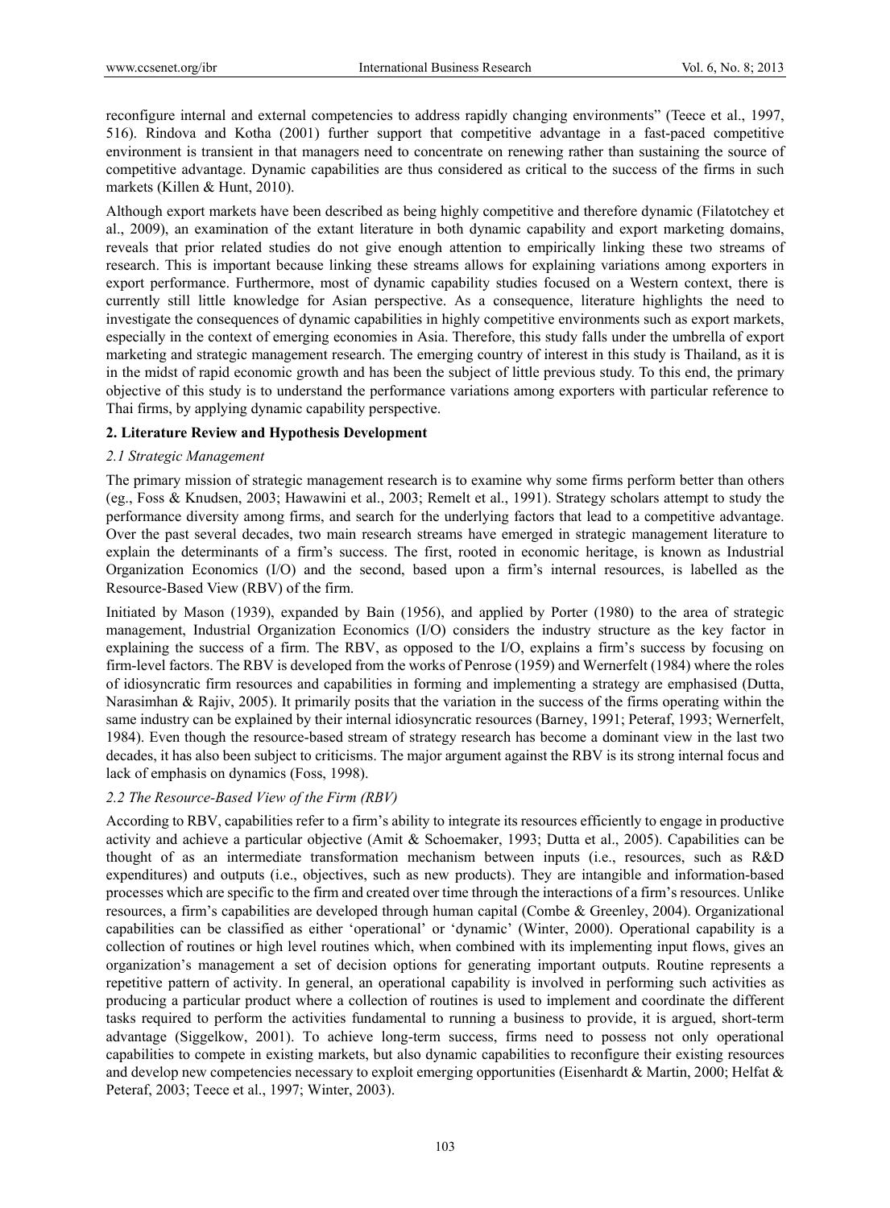reconfigure internal and external competencies to address rapidly changing environments" (Teece et al., 1997, 516). Rindova and Kotha (2001) further support that competitive advantage in a fast-paced competitive environment is transient in that managers need to concentrate on renewing rather than sustaining the source of competitive advantage. Dynamic capabilities are thus considered as critical to the success of the firms in such markets (Killen & Hunt, 2010).

Although export markets have been described as being highly competitive and therefore dynamic (Filatotchey et al., 2009), an examination of the extant literature in both dynamic capability and export marketing domains, reveals that prior related studies do not give enough attention to empirically linking these two streams of research. This is important because linking these streams allows for explaining variations among exporters in export performance. Furthermore, most of dynamic capability studies focused on a Western context, there is currently still little knowledge for Asian perspective. As a consequence, literature highlights the need to investigate the consequences of dynamic capabilities in highly competitive environments such as export markets, especially in the context of emerging economies in Asia. Therefore, this study falls under the umbrella of export marketing and strategic management research. The emerging country of interest in this study is Thailand, as it is in the midst of rapid economic growth and has been the subject of little previous study. To this end, the primary objective of this study is to understand the performance variations among exporters with particular reference to Thai firms, by applying dynamic capability perspective.

## 2. Literature Review and Hypothesis Development

### *2.1 Strategic Management*

The primary mission of strategic management research is to examine why some firms perform better than others (eg., Foss & Knudsen, 2003; Hawawini et al., 2003; Remelt et al., 1991). Strategy scholars attempt to study the performance diversity among firms, and search for the underlying factors that lead to a competitive advantage. Over the past several decades, two main research streams have emerged in strategic management literature to explain the determinants of a firm's success. The first, rooted in economic heritage, is known as Industrial Organization Economics (I/O) and the second, based upon a firm's internal resources, is labelled as the Resource-Based View (RBV) of the firm.

Initiated by Mason (1939), expanded by Bain (1956), and applied by Porter (1980) to the area of strategic management, Industrial Organization Economics (I/O) considers the industry structure as the key factor in explaining the success of a firm. The RBV, as opposed to the I/O, explains a firm's success by focusing on firm-level factors. The RBV is developed from the works of Penrose (1959) and Wernerfelt (1984) where the roles of idiosyncratic firm resources and capabilities in forming and implementing a strategy are emphasised (Dutta, Narasimhan & Rajiv, 2005). It primarily posits that the variation in the success of the firms operating within the same industry can be explained by their internal idiosyncratic resources (Barney, 1991; Peteraf, 1993; Wernerfelt, 1984). Even though the resource-based stream of strategy research has become a dominant view in the last two decades, it has also been subject to criticisms. The major argument against the RBV is its strong internal focus and lack of emphasis on dynamics (Foss, 1998).

### *2.2 The Resource-Based View of the Firm (RBV)*

According to RBV, capabilities refer to a firm's ability to integrate its resources efficiently to engage in productive activity and achieve a particular objective (Amit & Schoemaker, 1993; Dutta et al., 2005). Capabilities can be thought of as an intermediate transformation mechanism between inputs (i.e., resources, such as R&D expenditures) and outputs (i.e., objectives, such as new products). They are intangible and information-based processes which are specific to the firm and created over time through the interactions of a firm's resources. Unlike resources, a firm's capabilities are developed through human capital (Combe & Greenley, 2004). Organizational capabilities can be classified as either 'operational' or 'dynamic' (Winter, 2000). Operational capability is a collection of routines or high level routines which, when combined with its implementing input flows, gives an organization's management a set of decision options for generating important outputs. Routine represents a repetitive pattern of activity. In general, an operational capability is involved in performing such activities as producing a particular product where a collection of routines is used to implement and coordinate the different tasks required to perform the activities fundamental to running a business to provide, it is argued, short-term advantage (Siggelkow, 2001). To achieve long-term success, firms need to possess not only operational capabilities to compete in existing markets, but also dynamic capabilities to reconfigure their existing resources and develop new competencies necessary to exploit emerging opportunities (Eisenhardt & Martin, 2000; Helfat & Peteraf, 2003; Teece et al., 1997; Winter, 2003).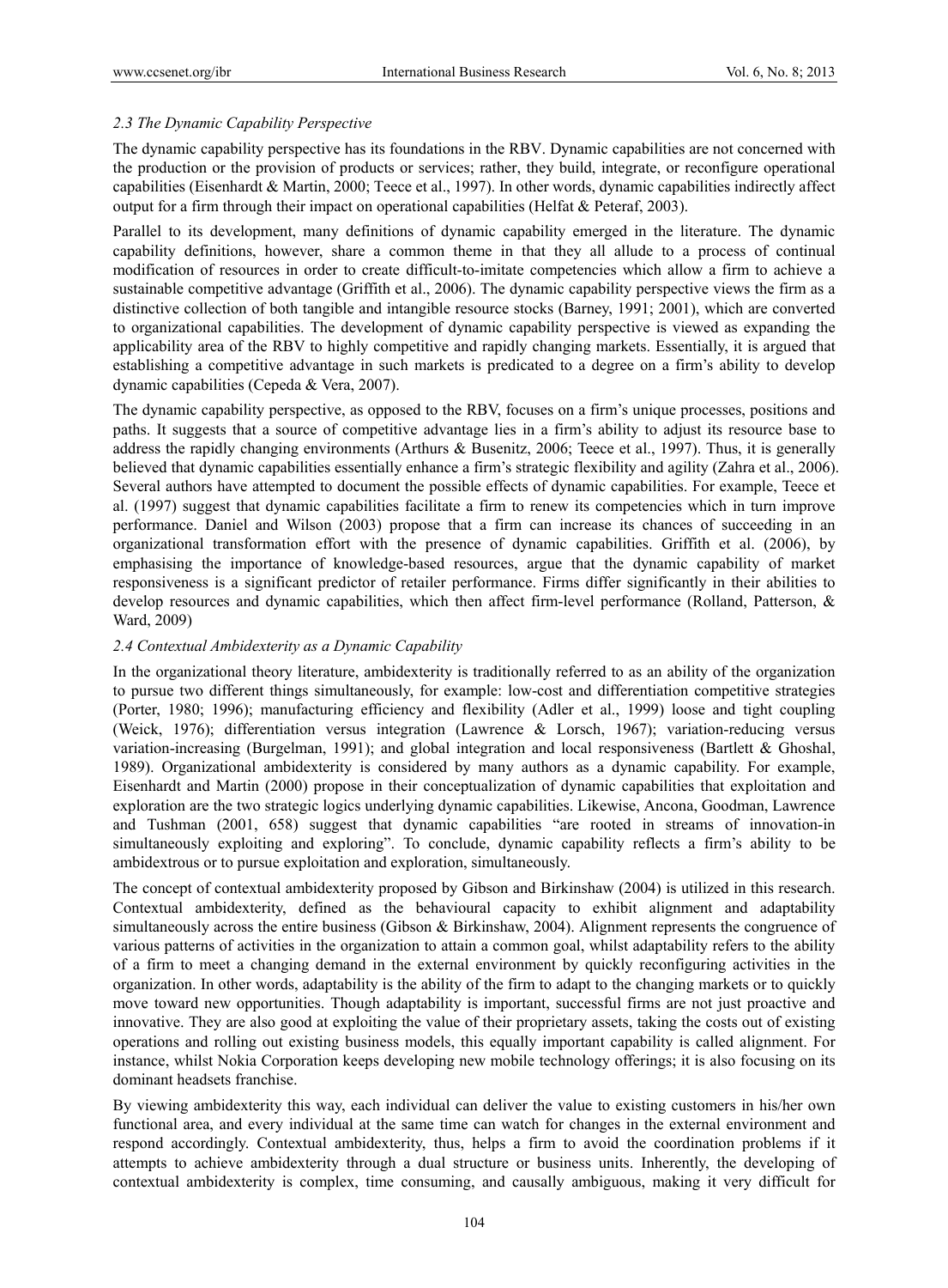### 2.3 The Dynamic Capability Perspective

The dynamic capability perspective has its foundations in the RBV. Dynamic capabilities are not concerned with the production or the provision of products or services; rather, they build, integrate, or reconfigure operational capabilities (Eisenhardt & Martin, 2000; Teece et al., 1997). In other words, dynamic capabilities indirectly affect output for a firm through their impact on operational capabilities (Helfat & Peteraf, 2003).

Parallel to its development, many definitions of dynamic capability emerged in the literature. The dynamic capability definitions, however, share a common theme in that they all allude to a process of continual modification of resources in order to create difficult-to-imitate competencies which allow a firm to achieve a sustainable competitive advantage (Griffith et al., 2006). The dynamic capability perspective views the firm as a distinctive collection of both tangible and intangible resource stocks (Barney, 1991; 2001), which are converted to organizational capabilities. The development of dynamic capability perspective is viewed as expanding the applicability area of the RBV to highly competitive and rapidly changing markets. Essentially, it is argued that establishing a competitive advantage in such markets is predicated to a degree on a firm's ability to develop dynamic capabilities (Cepeda & Vera, 2007).

The dynamic capability perspective, as opposed to the RBV, focuses on a firm's unique processes, positions and paths. It suggests that a source of competitive advantage lies in a firm's ability to adjust its resource base to address the rapidly changing environments (Arthurs & Busenitz, 2006; Teece et al., 1997). Thus, it is generally believed that dynamic capabilities essentially enhance a firm's strategic flexibility and agility (Zahra et al., 2006). Several authors have attempted to document the possible effects of dynamic capabilities. For example, Teece et al. (1997) suggest that dynamic capabilities facilitate a firm to renew its competencies which in turn improve performance. Daniel and Wilson (2003) propose that a firm can increase its chances of succeeding in an organizational transformation effort with the presence of dynamic capabilities. Griffith et al. (2006), by emphasising the importance of knowledge-based resources, argue that the dynamic capability of market responsiveness is a significant predictor of retailer performance. Firms differ significantly in their abilities to develop resources and dynamic capabilities, which then affect firm-level performance (Rolland, Patterson, & Ward, 2009)

### 2.4 Contextual Ambidexterity as a Dynamic Capability

In the organizational theory literature, ambidexterity is traditionally referred to as an ability of the organization to pursue two different things simultaneously, for example: low-cost and differentiation competitive strategies (Porter, 1980; 1996); manufacturing efficiency and flexibility (Adler et al., 1999) loose and tight coupling (Weick, 1976); differentiation versus integration (Lawrence & Lorsch, 1967); variation-reducing versus variation-increasing (Burgelman, 1991); and global integration and local responsiveness (Bartlett & Ghoshal, 1989). Organizational ambidexterity is considered by many authors as a dynamic capability. For example, Eisenhardt and Martin (2000) propose in their conceptualization of dynamic capabilities that exploitation and exploration are the two strategic logics underlying dynamic capabilities. Likewise, Ancona, Goodman, Lawrence and Tushman (2001, 658) suggest that dynamic capabilities "are rooted in streams of innovation-in simultaneously exploiting and exploring". To conclude, dynamic capability reflects a firm's ability to be ambidextrous or to pursue exploitation and exploration, simultaneously.

The concept of contextual ambidexterity proposed by Gibson and Birkinshaw (2004) is utilized in this research. Contextual ambidexterity, defined as the behavioural capacity to exhibit alignment and adaptability simultaneously across the entire business (Gibson & Birkinshaw, 2004). Alignment represents the congruence of various patterns of activities in the organization to attain a common goal, whilst adaptability refers to the ability of a firm to meet a changing demand in the external environment by quickly reconfiguring activities in the organization. In other words, adaptability is the ability of the firm to adapt to the changing markets or to quickly move toward new opportunities. Though adaptability is important, successful firms are not just proactive and innovative. They are also good at exploiting the value of their proprietary assets, taking the costs out of existing operations and rolling out existing business models, this equally important capability is called alignment. For instance, whilst Nokia Corporation keeps developing new mobile technology offerings; it is also focusing on its dominant headsets franchise.

By viewing ambidexterity this way, each individual can deliver the value to existing customers in his/her own functional area, and every individual at the same time can watch for changes in the external environment and respond accordingly. Contextual ambidexterity, thus, helps a firm to avoid the coordination problems if it attempts to achieve ambidexterity through a dual structure or business units. Inherently, the developing of contextual ambidexterity is complex, time consuming, and causally ambiguous, making it very difficult for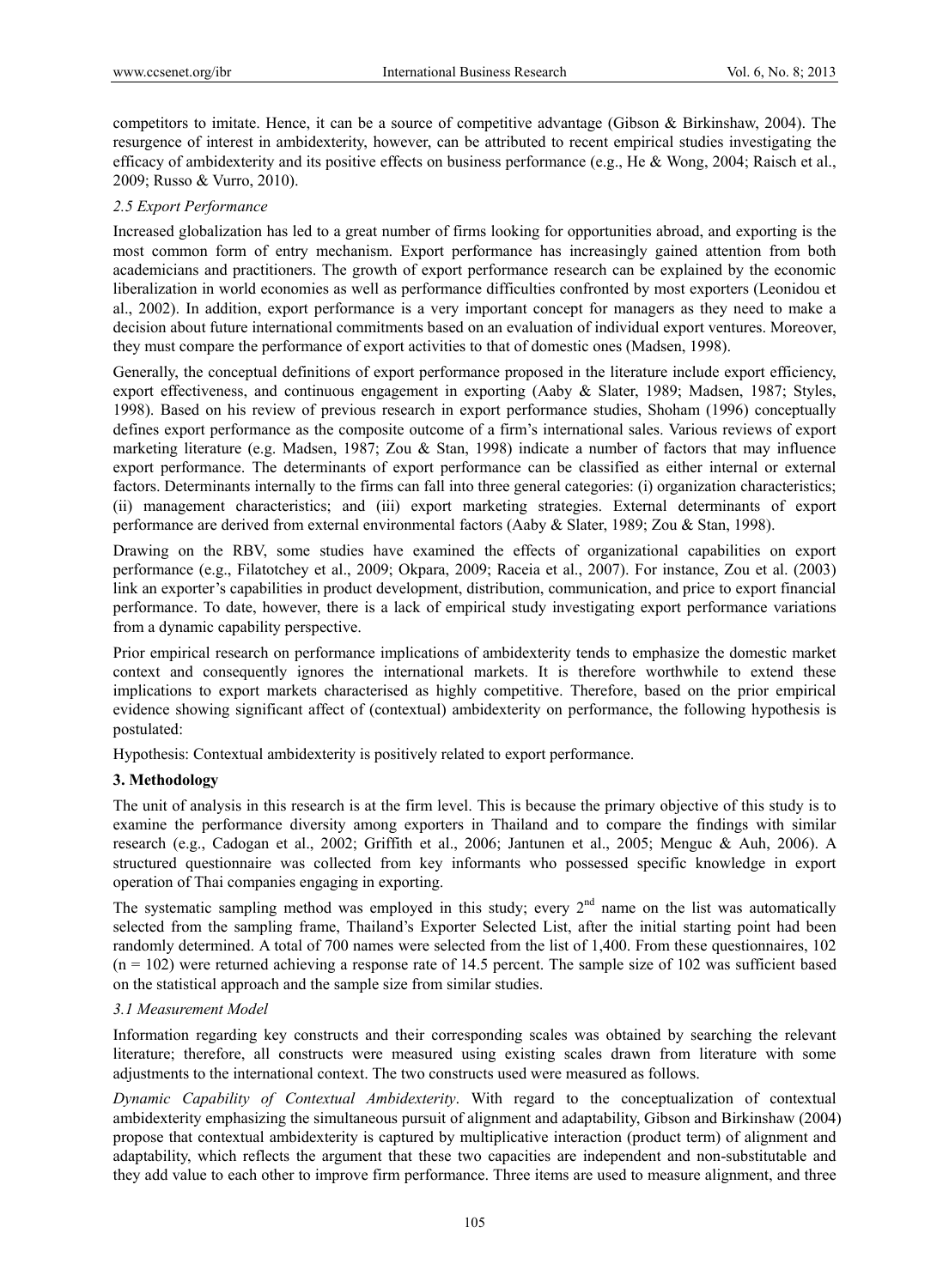competitors to imitate. Hence, it can be a source of competitive advantage (Gibson & Birkinshaw, 2004). The resurgence of interest in ambidexterity, however, can be attributed to recent empirical studies investigating the efficacy of ambidexterity and its positive effects on business performance (e.g., He & Wong, 2004; Raisch et al., 2009; Russo & Vurro, 2010).

### *2.5 Export Performance*

Increased globalization has led to a great number of firms looking for opportunities abroad, and exporting is the most common form of entry mechanism. Export performance has increasingly gained attention from both academicians and practitioners. The growth of export performance research can be explained by the economic liberalization in world economies as well as performance difficulties confronted by most exporters (Leonidou et al., 2002). In addition, export performance is a very important concept for managers as they need to make a decision about future international commitments based on an evaluation of individual export ventures. Moreover, they must compare the performance of export activities to that of domestic ones (Madsen, 1998).

Generally, the conceptual definitions of export performance proposed in the literature include export efficiency, export effectiveness, and continuous engagement in exporting (Aaby & Slater, 1989; Madsen, 1987; Styles, 1998). Based on his review of previous research in export performance studies, Shoham (1996) conceptually defines export performance as the composite outcome of a firm's international sales. Various reviews of export marketing literature (e.g. Madsen, 1987; Zou & Stan, 1998) indicate a number of factors that may influence export performance. The determinants of export performance can be classified as either internal or external factors. Determinants internally to the firms can fall into three general categories: (i) organization characteristics; (ii) management characteristics; and (iii) export marketing strategies. External determinants of export performance are derived from external environmental factors (Aaby & Slater, 1989; Zou & Stan, 1998).

Drawing on the RBV, some studies have examined the effects of organizational capabilities on export performance (e.g., Filatotchey et al., 2009; Okpara, 2009; Raceia et al., 2007). For instance, Zou et al. (2003) link an exporter's capabilities in product development, distribution, communication, and price to export financial performance. To date, however, there is a lack of empirical study investigating export performance variations from a dynamic capability perspective.

Prior empirical research on performance implications of ambidexterity tends to emphasize the domestic market context and consequently ignores the international markets. It is therefore worthwhile to extend these implications to export markets characterised as highly competitive. Therefore, based on the prior empirical evidence showing significant affect of (contextual) ambidexterity on performance, the following hypothesis is postulated:

Hypothesis: Contextual ambidexterity is positively related to export performance.

## **3. Methodology**

The unit of analysis in this research is at the firm level. This is because the primary objective of this study is to examine the performance diversity among exporters in Thailand and to compare the findings with similar research (e.g., Cadogan et al., 2002; Griffith et al., 2006; Jantunen et al., 2005; Menguc & Auh, 2006). A structured questionnaire was collected from key informants who possessed specific knowledge in export operation of Thai companies engaging in exporting.

The systematic sampling method was employed in this study; every 2nd name on the list was automatically selected from the sampling frame, Thailand's Exporter Selected List, after the initial starting point had been randomly determined. A total of 700 names were selected from the list of 1,400. From these questionnaires, 102 ($n = 102$) were returned achieving a response rate of 14.5 percent. The sample size of 102 was sufficient based on the statistical approach and the sample size from similar studies.

### *3.1 Measurement Model*

Information regarding key constructs and their corresponding scales was obtained by searching the relevant literature; therefore, all constructs were measured using existing scales drawn from literature with some adjustments to the international context. The two constructs used were measured as follows.

*Dynamic Capability of Contextual Ambidexterity*. With regard to the conceptualization of contextual ambidexterity emphasizing the simultaneous pursuit of alignment and adaptability, Gibson and Birkinshaw (2004) propose that contextual ambidexterity is captured by multiplicative interaction (product term) of alignment and adaptability, which reflects the argument that these two capacities are independent and non-substitutable and they add value to each other to improve firm performance. Three items are used to measure alignment, and three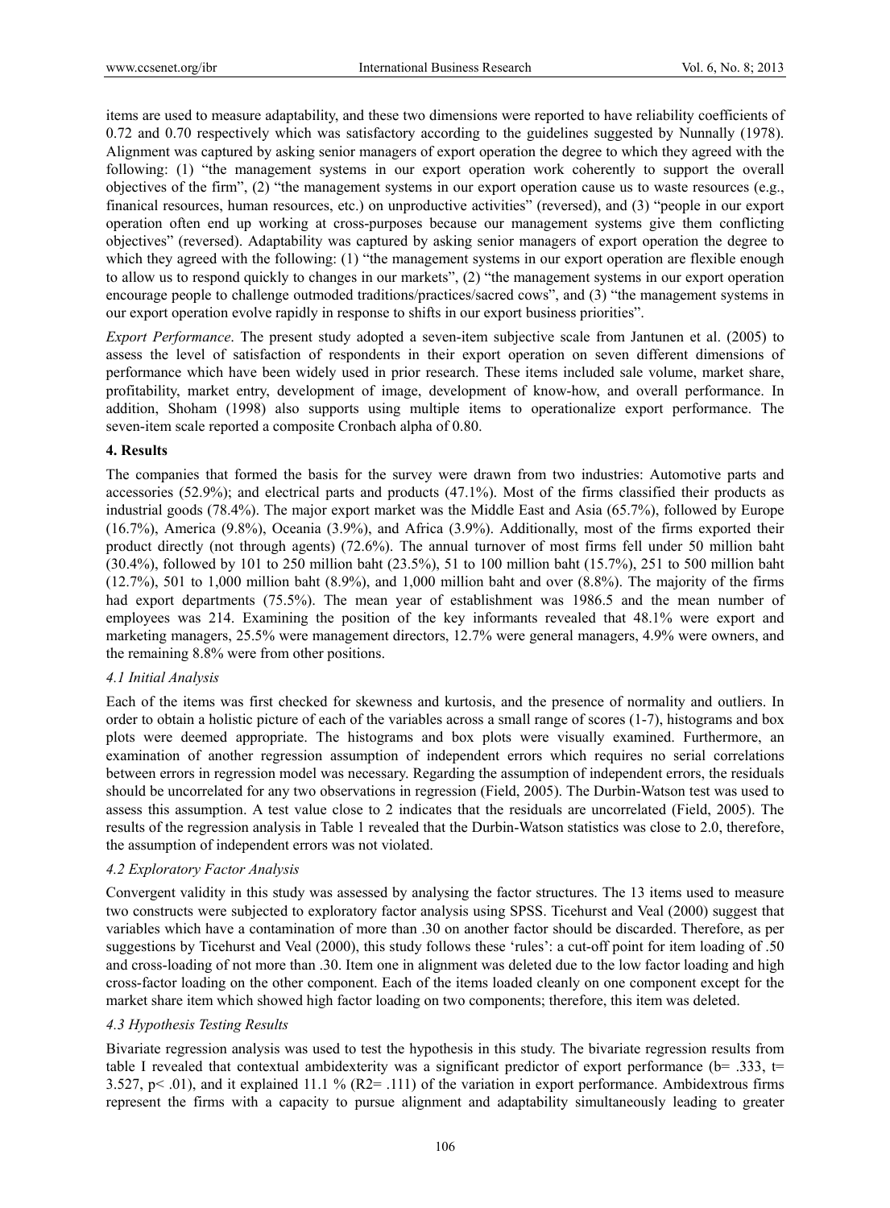items are used to measure adaptability, and these two dimensions were reported to have reliability coefficients of 0.72 and 0.70 respectively which was satisfactory according to the guidelines suggested by Nunnally (1978). Alignment was captured by asking senior managers of export operation the degree to which they agreed with the following: (1) "the management systems in our export operation work coherently to support the overall objectives of the firm", (2) "the management systems in our export operation cause us to waste resources (e.g., finanical resources, human resources, etc.) on unproductive activities" (reversed), and (3) "people in our export operation often end up working at cross-purposes because our management systems give them conflicting objectives" (reversed). Adaptability was captured by asking senior managers of export operation the degree to which they agreed with the following: (1) "the management systems in our export operation are flexible enough to allow us to respond quickly to changes in our markets", (2) "the management systems in our export operation encourage people to challenge outmoded traditions/practices/sacred cows", and (3) "the management systems in our export operation evolve rapidly in response to shifts in our export business priorities".

*Export Performance*. The present study adopted a seven-item subjective scale from Jantunen et al. (2005) to assess the level of satisfaction of respondents in their export operation on seven different dimensions of performance which have been widely used in prior research. These items included sale volume, market share, profitability, market entry, development of image, development of know-how, and overall performance. In addition, Shoham (1998) also supports using multiple items to operationalize export performance. The seven-item scale reported a composite Cronbach alpha of 0.80.

## 4. Results

The companies that formed the basis for the survey were drawn from two industries: Automotive parts and accessories (52.9%); and electrical parts and products (47.1%). Most of the firms classified their products as industrial goods (78.4%). The major export market was the Middle East and Asia (65.7%), followed by Europe (16.7%), America (9.8%), Oceania (3.9%), and Africa (3.9%). Additionally, most of the firms exported their product directly (not through agents) (72.6%). The annual turnover of most firms fell under 50 million baht (30.4%), followed by 101 to 250 million baht (23.5%), 51 to 100 million baht (15.7%), 251 to 500 million baht (12.7%), 501 to 1,000 million baht (8.9%), and 1,000 million baht and over (8.8%). The majority of the firms had export departments (75.5%). The mean year of establishment was 1986.5 and the mean number of employees was 214. Examining the position of the key informants revealed that 48.1% were export and marketing managers, 25.5% were management directors, 12.7% were general managers, 4.9% were owners, and the remaining 8.8% were from other positions.

### *4.1 Initial Analysis*

Each of the items was first checked for skewness and kurtosis, and the presence of normality and outliers. In order to obtain a holistic picture of each of the variables across a small range of scores (1-7), histograms and box plots were deemed appropriate. The histograms and box plots were visually examined. Furthermore, an examination of another regression assumption of independent errors which requires no serial correlations between errors in regression model was necessary. Regarding the assumption of independent errors, the residuals should be uncorrelated for any two observations in regression (Field, 2005). The Durbin-Watson test was used to assess this assumption. A test value close to 2 indicates that the residuals are uncorrelated (Field, 2005). The results of the regression analysis in Table 1 revealed that the Durbin-Watson statistics was close to 2.0, therefore, the assumption of independent errors was not violated.

### *4.2 Exploratory Factor Analysis*

Convergent validity in this study was assessed by analysing the factor structures. The 13 items used to measure two constructs were subjected to exploratory factor analysis using SPSS. Ticehurst and Veal (2000) suggest that variables which have a contamination of more than .30 on another factor should be discarded. Therefore, as per suggestions by Ticehurst and Veal (2000), this study follows these 'rules': a cut-off point for item loading of .50 and cross-loading of not more than .30. Item one in alignment was deleted due to the low factor loading and high cross-factor loading on the other component. Each of the items loaded cleanly on one component except for the market share item which showed high factor loading on two components; therefore, this item was deleted.

### *4.3 Hypothesis Testing Results*

Bivariate regression analysis was used to test the hypothesis in this study. The bivariate regression results from table I revealed that contextual ambidexterity was a significant predictor of export performance ($b = .333$, $t = 3.527$, $p < .01$), and it explained 11.1 % ($R2 = .111$) of the variation in export performance. Ambidextrous firms represent the firms with a capacity to pursue alignment and adaptability simultaneously leading to greater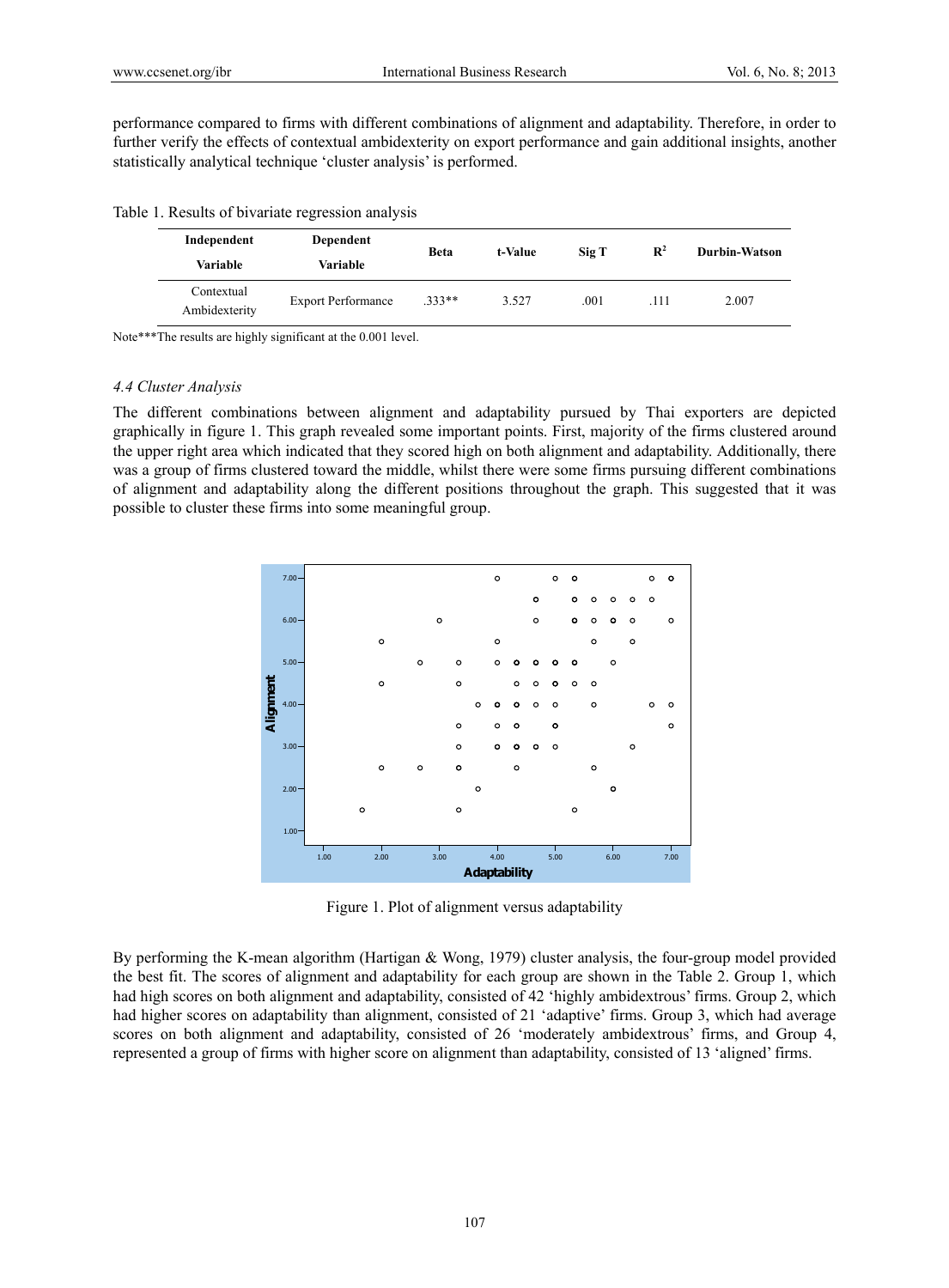performance compared to firms with different combinations of alignment and adaptability. Therefore, in order to further verify the effects of contextual ambidexterity on export performance and gain additional insights, another statistically analytical technique 'cluster analysis' is performed.

Table 1. Results of bivariate regression analysis

| Independent Variable | Dependent Variable | Beta | t-Value | Sig T | $R^2$ | Durbin-Watson |
|---|---|---|---|---|---|---|
| Contextual Ambidexterity | Export Performance | .333** | 3.527 | .001 | .111 | 2.007 |

Note***The results are highly significant at the 0.001 level.

### 4.4 Cluster Analysis

The different combinations between alignment and adaptability pursued by Thai exporters are depicted graphically in figure 1. This graph revealed some important points. First, majority of the firms clustered around the upper right area which indicated that they scored high on both alignment and adaptability. Additionally, there was a group of firms clustered toward the middle, whilst there were some firms pursuing different combinations of alignment and adaptability along the different positions throughout the graph. This suggested that it was possible to cluster these firms into some meaningful group.

Figure 1. Plot of alignment versus adaptability

By performing the K-mean algorithm (Hartigan & Wong, 1979) cluster analysis, the four-group model provided the best fit. The scores of alignment and adaptability for each group are shown in the Table 2. Group 1, which had high scores on both alignment and adaptability, consisted of 42 'highly ambidextrous' firms. Group 2, which had higher scores on adaptability than alignment, consisted of 21 'adaptive' firms. Group 3, which had average scores on both alignment and adaptability, consisted of 26 'moderately ambidextrous' firms, and Group 4, represented a group of firms with higher score on alignment than adaptability, consisted of 13 'aligned' firms.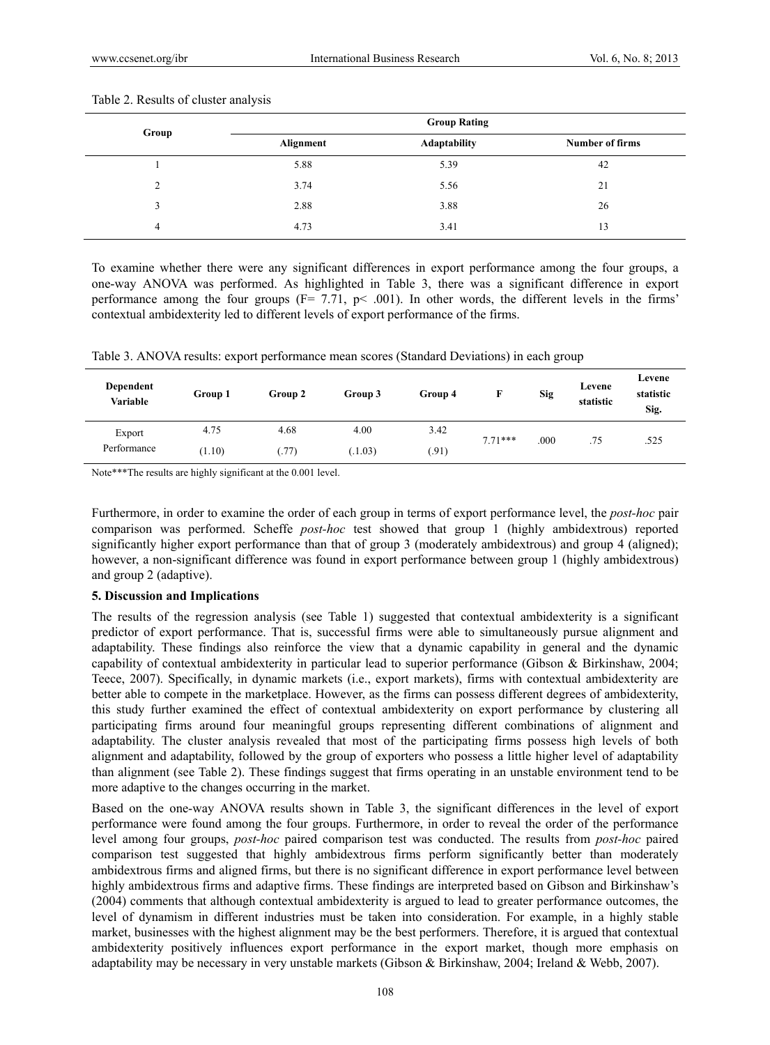Table 2. Results of cluster analysis

| Group | Group Rating | | |
|---|---|---|---|
| | Alignment | Adaptability | Number of firms |
| 1 | 5.88 | 5.39 | 42 |
| 2 | 3.74 | 5.56 | 21 |
| 3 | 2.88 | 3.88 | 26 |
| 4 | 4.73 | 3.41 | 13 |

To examine whether there were any significant differences in export performance among the four groups, a one-way ANOVA was performed. As highlighted in Table 3, there was a significant difference in export performance among the four groups ($F= 7.71$, $p< .001$). In other words, the different levels in the firms' contextual ambidexterity led to different levels of export performance of the firms.

Table 3. ANOVA results: export performance mean scores (Standard Deviations) in each group

| Dependent Variable | Group 1 | Group 2 | Group 3 | Group 4 | F | Sig | Levene statistic | Levene statistic Sig. |
|---|---|---|---|---|---|---|---|---|
| Export Performance | 4.75 (1.10) | 4.68 (.77) | 4.00 (.1.03) | 3.42 (.91) | 7.71*** | .000 | .75 | .525 |

Note***The results are highly significant at the 0.001 level.

Furthermore, in order to examine the order of each group in terms of export performance level, the *post-hoc* pair comparison was performed. Scheffe *post-hoc* test showed that group 1 (highly ambidextrous) reported significantly higher export performance than that of group 3 (moderately ambidextrous) and group 4 (aligned); however, a non-significant difference was found in export performance between group 1 (highly ambidextrous) and group 2 (adaptive).

## 5. Discussion and Implications

The results of the regression analysis (see Table 1) suggested that contextual ambidexterity is a significant predictor of export performance. That is, successful firms were able to simultaneously pursue alignment and adaptability. These findings also reinforce the view that a dynamic capability in general and the dynamic capability of contextual ambidexterity in particular lead to superior performance (Gibson & Birkinshaw, 2004; Teece, 2007). Specifically, in dynamic markets (i.e., export markets), firms with contextual ambidexterity are better able to compete in the marketplace. However, as the firms can possess different degrees of ambidexterity, this study further examined the effect of contextual ambidexterity on export performance by clustering all participating firms around four meaningful groups representing different combinations of alignment and adaptability. The cluster analysis revealed that most of the participating firms possess high levels of both alignment and adaptability, followed by the group of exporters who possess a little higher level of adaptability than alignment (see Table 2). These findings suggest that firms operating in an unstable environment tend to be more adaptive to the changes occurring in the market.

Based on the one-way ANOVA results shown in Table 3, the significant differences in the level of export performance were found among the four groups. Furthermore, in order to reveal the order of the performance level among four groups, *post-hoc* paired comparison test was conducted. The results from *post-hoc* paired comparison test suggested that highly ambidextrous firms perform significantly better than moderately ambidextrous firms and aligned firms, but there is no significant difference in export performance level between highly ambidextrous firms and adaptive firms. These findings are interpreted based on Gibson and Birkinshaw's (2004) comments that although contextual ambidexterity is argued to lead to greater performance outcomes, the level of dynamism in different industries must be taken into consideration. For example, in a highly stable market, businesses with the highest alignment may be the best performers. Therefore, it is argued that contextual ambidexterity positively influences export performance in the export market, though more emphasis on adaptability may be necessary in very unstable markets (Gibson & Birkinshaw, 2004; Ireland & Webb, 2007).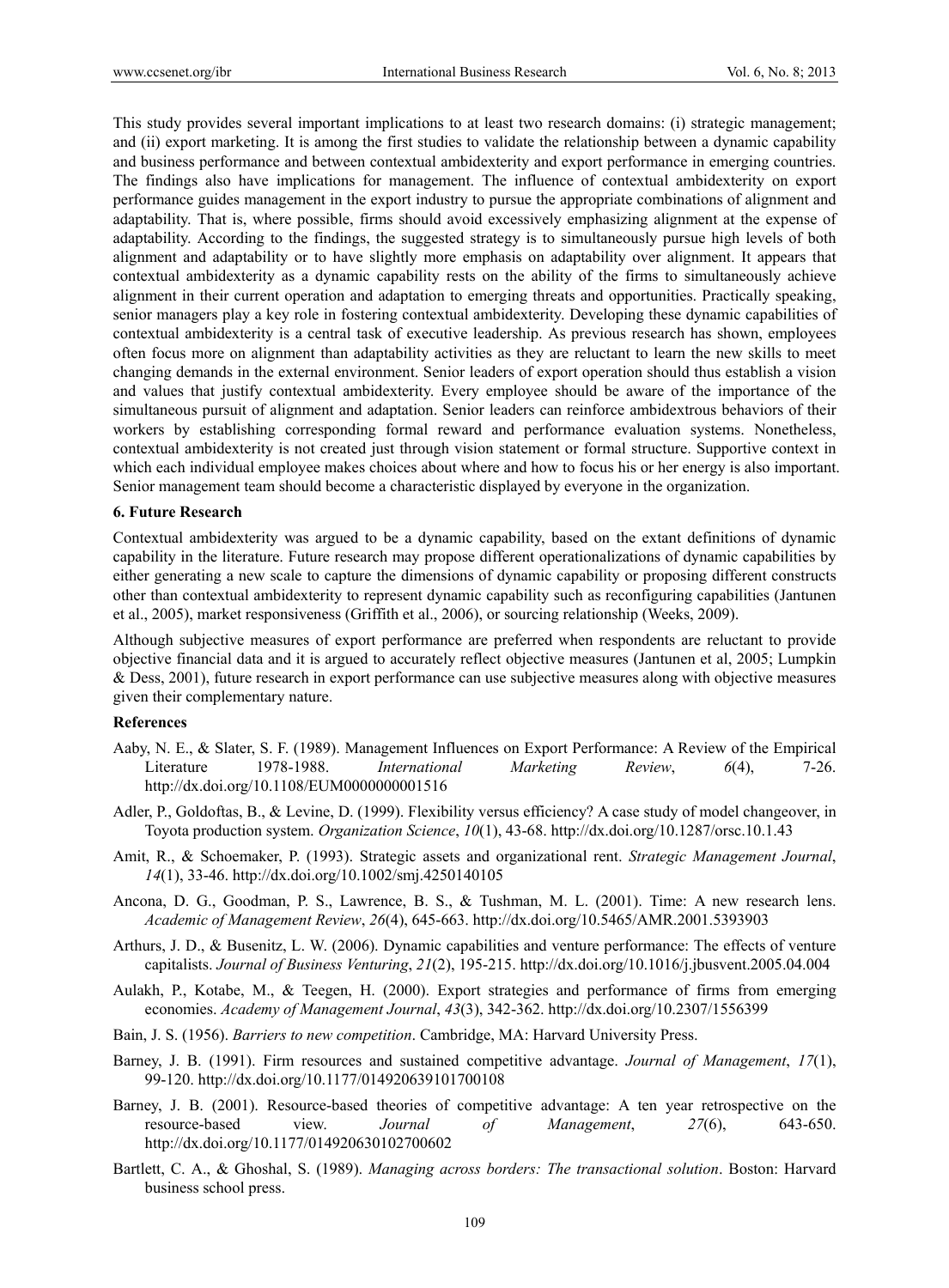This study provides several important implications to at least two research domains: (i) strategic management; and (ii) export marketing. It is among the first studies to validate the relationship between a dynamic capability and business performance and between contextual ambidexterity and export performance in emerging countries. The findings also have implications for management. The influence of contextual ambidexterity on export performance guides management in the export industry to pursue the appropriate combinations of alignment and adaptability. That is, where possible, firms should avoid excessively emphasizing alignment at the expense of adaptability. According to the findings, the suggested strategy is to simultaneously pursue high levels of both alignment and adaptability or to have slightly more emphasis on adaptability over alignment. It appears that contextual ambidexterity as a dynamic capability rests on the ability of the firms to simultaneously achieve alignment in their current operation and adaptation to emerging threats and opportunities. Practically speaking, senior managers play a key role in fostering contextual ambidexterity. Developing these dynamic capabilities of contextual ambidexterity is a central task of executive leadership. As previous research has shown, employees often focus more on alignment than adaptability activities as they are reluctant to learn the new skills to meet changing demands in the external environment. Senior leaders of export operation should thus establish a vision and values that justify contextual ambidexterity. Every employee should be aware of the importance of the simultaneous pursuit of alignment and adaptation. Senior leaders can reinforce ambidextrous behaviors of their workers by establishing corresponding formal reward and performance evaluation systems. Nonetheless, contextual ambidexterity is not created just through vision statement or formal structure. Supportive context in which each individual employee makes choices about where and how to focus his or her energy is also important. Senior management team should become a characteristic displayed by everyone in the organization.

## 6. Future Research

Contextual ambidexterity was argued to be a dynamic capability, based on the extant definitions of dynamic capability in the literature. Future research may propose different operationalizations of dynamic capabilities by either generating a new scale to capture the dimensions of dynamic capability or proposing different constructs other than contextual ambidexterity to represent dynamic capability such as reconfiguring capabilities (Jantunen et al., 2005), market responsiveness (Griffith et al., 2006), or sourcing relationship (Weeks, 2009).

Although subjective measures of export performance are preferred when respondents are reluctant to provide objective financial data and it is argued to accurately reflect objective measures (Jantunen et al, 2005; Lumpkin & Dess, 2001), future research in export performance can use subjective measures along with objective measures given their complementary nature.

## References

Aaby, N. E., & Slater, S. F. (1989). Management Influences on Export Performance: A Review of the Empirical Literature 1978-1988. *International Marketing Review*, *6*(4), 7-26. http://dx.doi.org/10.1108/EUM0000000001516

Adler, P., Goldoftas, B., & Levine, D. (1999). Flexibility versus efficiency? A case study of model changeover, in Toyota production system. *Organization Science*, *10*(1), 43-68. http://dx.doi.org/10.1287/orsc.10.1.43

Amit, R., & Schoemaker, P. (1993). Strategic assets and organizational rent. *Strategic Management Journal*, *14*(1), 33-46. http://dx.doi.org/10.1002/smj.4250140105

Ancona, D. G., Goodman, P. S., Lawrence, B. S., & Tushman, M. L. (2001). Time: A new research lens. *Academic of Management Review*, *26*(4), 645-663. http://dx.doi.org/10.5465/AMR.2001.5393903

Arthurs, J. D., & Busenitz, L. W. (2006). Dynamic capabilities and venture performance: The effects of venture capitalists. *Journal of Business Venturing*, *21*(2), 195-215. http://dx.doi.org/10.1016/j.jbusvent.2005.04.004

Aulakh, P., Kotabe, M., & Teegen, H. (2000). Export strategies and performance of firms from emerging economies. *Academy of Management Journal*, *43*(3), 342-362. http://dx.doi.org/10.2307/1556399

Bain, J. S. (1956). *Barriers to new competition*. Cambridge, MA: Harvard University Press.

Barney, J. B. (1991). Firm resources and sustained competitive advantage. *Journal of Management*, *17*(1), 99-120. http://dx.doi.org/10.1177/014920639101700108

Barney, J. B. (2001). Resource-based theories of competitive advantage: A ten year retrospective on the resource-based view. *Journal of Management*, *27*(6), 643-650. http://dx.doi.org/10.1177/014920630102700602

Bartlett, C. A., & Ghoshal, S. (1989). *Managing across borders: The transactional solution*. Boston: Harvard business school press.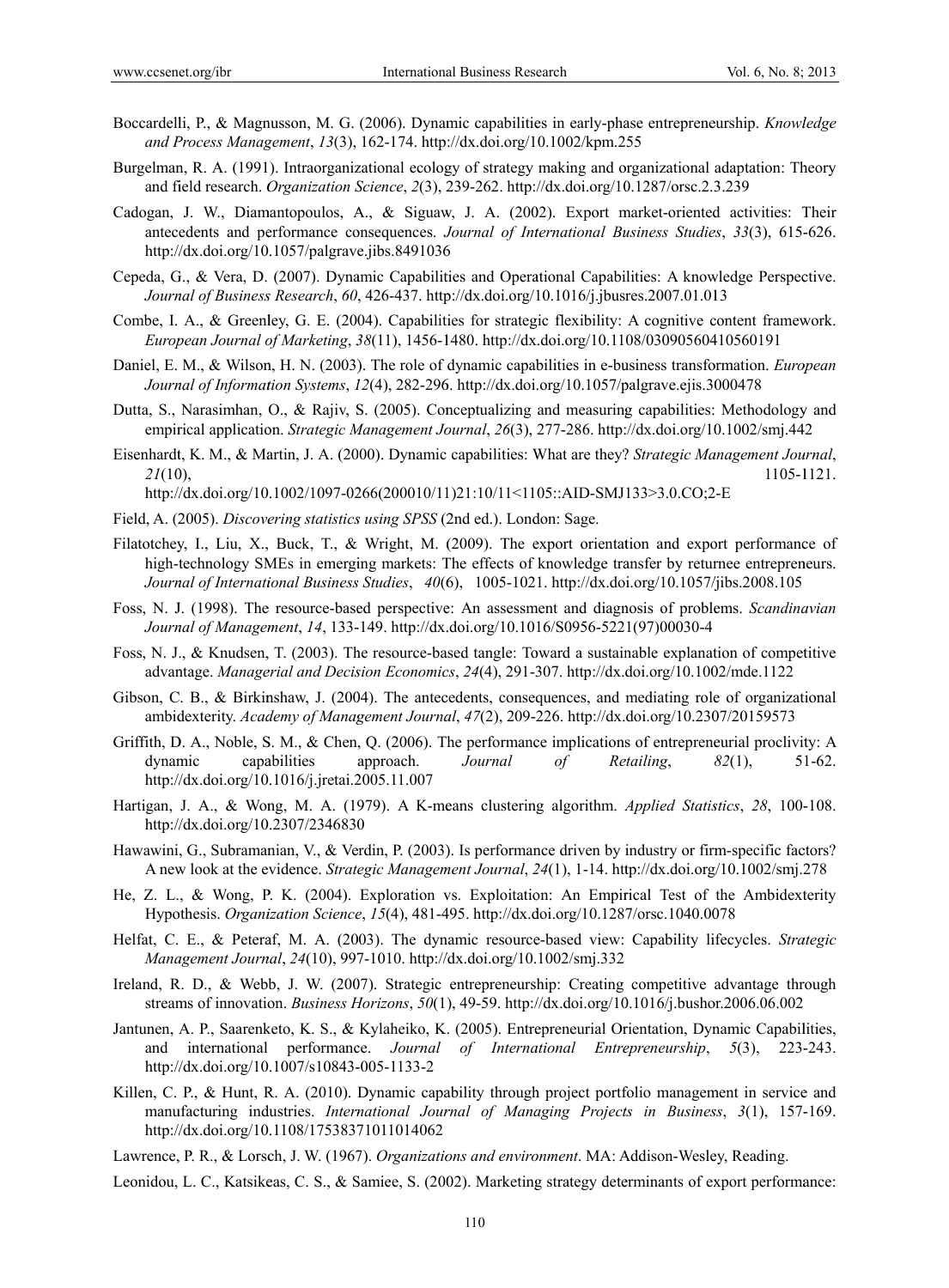Boccardelli, P., & Magnusson, M. G. (2006). Dynamic capabilities in early-phase entrepreneurship. *Knowledge and Process Management*, *13*(3), 162-174. http://dx.doi.org/10.1002/kpm.255

Burgelman, R. A. (1991). Intraorganizational ecology of strategy making and organizational adaptation: Theory and field research. *Organization Science*, *2*(3), 239-262. http://dx.doi.org/10.1287/orsc.2.3.239

Cadogan, J. W., Diamantopoulos, A., & Siguaw, J. A. (2002). Export market-oriented activities: Their antecedents and performance consequences. *Journal of International Business Studies*, *33*(3), 615-626. http://dx.doi.org/10.1057/palgrave.jibs.8491036

Cepeda, G., & Vera, D. (2007). Dynamic Capabilities and Operational Capabilities: A knowledge Perspective. *Journal of Business Research*, *60*, 426-437. http://dx.doi.org/10.1016/j.jbusres.2007.01.013

Combe, I. A., & Greenley, G. E. (2004). Capabilities for strategic flexibility: A cognitive content framework. *European Journal of Marketing*, *38*(11), 1456-1480. http://dx.doi.org/10.1108/03090560410560191

Daniel, E. M., & Wilson, H. N. (2003). The role of dynamic capabilities in e-business transformation. *European Journal of Information Systems*, *12*(4), 282-296. http://dx.doi.org/10.1057/palgrave.ejis.3000478

Dutta, S., Narasimhan, O., & Rajiv, S. (2005). Conceptualizing and measuring capabilities: Methodology and empirical application. *Strategic Management Journal*, *26*(3), 277-286. http://dx.doi.org/10.1002/smj.442

Eisenhardt, K. M., & Martin, J. A. (2000). Dynamic capabilities: What are they? *Strategic Management Journal*, *21*(10), 1105-1121. http://dx.doi.org/10.1002/1097-0266(200010/11)21:10/11<1105::AID-SMJ133>3.0.CO;2-E

Field, A. (2005). *Discovering statistics using SPSS* (2nd ed.). London: Sage.

Filatotchey, I., Liu, X., Buck, T., & Wright, M. (2009). The export orientation and export performance of high-technology SMEs in emerging markets: The effects of knowledge transfer by returnee entrepreneurs. *Journal of International Business Studies*, *40*(6), 1005-1021. http://dx.doi.org/10.1057/jibs.2008.105

Foss, N. J. (1998). The resource-based perspective: An assessment and diagnosis of problems. *Scandinavian Journal of Management*, *14*, 133-149. http://dx.doi.org/10.1016/S0956-5221(97)00030-4

Foss, N. J., & Knudsen, T. (2003). The resource-based tangle: Toward a sustainable explanation of competitive advantage. *Managerial and Decision Economics*, *24*(4), 291-307. http://dx.doi.org/10.1002/mde.1122

Gibson, C. B., & Birkinshaw, J. (2004). The antecedents, consequences, and mediating role of organizational ambidexterity. *Academy of Management Journal*, *47*(2), 209-226. http://dx.doi.org/10.2307/20159573

Griffith, D. A., Noble, S. M., & Chen, Q. (2006). The performance implications of entrepreneurial proclivity: A dynamic capabilities approach. *Journal of Retailing*, *82*(1), 51-62. http://dx.doi.org/10.1016/j.jretai.2005.11.007

Hartigan, J. A., & Wong, M. A. (1979). A K-means clustering algorithm. *Applied Statistics*, *28*, 100-108. http://dx.doi.org/10.2307/2346830

Hawawini, G., Subramanian, V., & Verdin, P. (2003). Is performance driven by industry or firm-specific factors? A new look at the evidence. *Strategic Management Journal*, *24*(1), 1-14. http://dx.doi.org/10.1002/smj.278

He, Z. L., & Wong, P. K. (2004). Exploration vs. Exploitation: An Empirical Test of the Ambidexterity Hypothesis. *Organization Science*, *15*(4), 481-495. http://dx.doi.org/10.1287/orsc.1040.0078

Helfat, C. E., & Peteraf, M. A. (2003). The dynamic resource-based view: Capability lifecycles. *Strategic Management Journal*, *24*(10), 997-1010. http://dx.doi.org/10.1002/smj.332

Ireland, R. D., & Webb, J. W. (2007). Strategic entrepreneurship: Creating competitive advantage through streams of innovation. *Business Horizons*, *50*(1), 49-59. http://dx.doi.org/10.1016/j.bushor.2006.06.002

Jantunen, A. P., Saarenketo, K. S., & Kylaheiko, K. (2005). Entrepreneurial Orientation, Dynamic Capabilities, and international performance. *Journal of International Entrepreneurship*, *5*(3), 223-243. http://dx.doi.org/10.1007/s10843-005-1133-2

Killen, C. P., & Hunt, R. A. (2010). Dynamic capability through project portfolio management in service and manufacturing industries. *International Journal of Managing Projects in Business*, *3*(1), 157-169. http://dx.doi.org/10.1108/17538371011014062

Lawrence, P. R., & Lorsch, J. W. (1967). *Organizations and environment*. MA: Addison-Wesley, Reading.

Leonidou, L. C., Katsikeas, C. S., & Samiee, S. (2002). Marketing strategy determinants of export performance: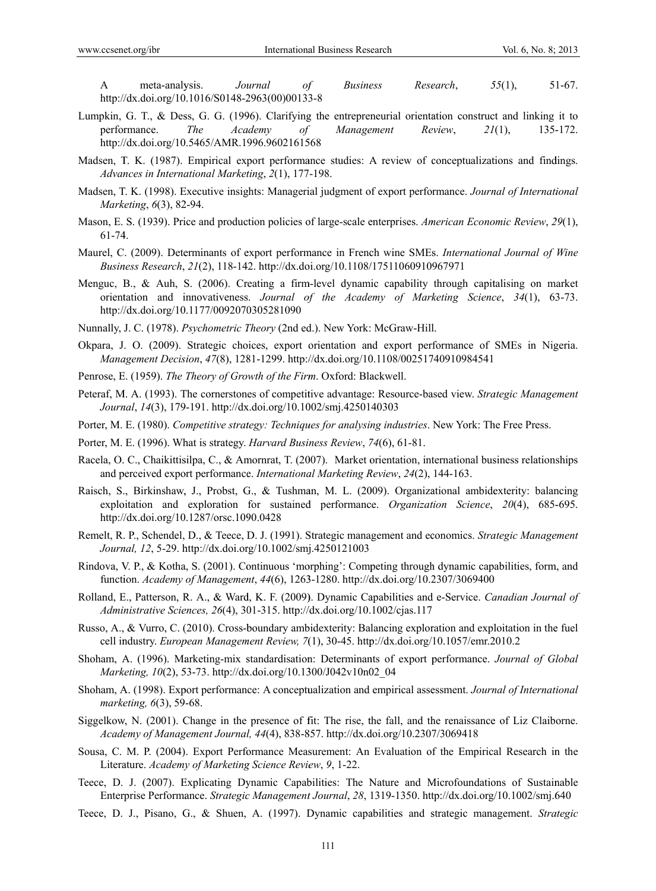A meta-analysis. *Journal of Business Research*, *55*(1), 51-67. http://dx.doi.org/10.1016/S0148-2963(00)00133-8

Lumpkin, G. T., & Dess, G. G. (1996). Clarifying the entrepreneurial orientation construct and linking it to performance. *The Academy of Management Review*, *21*(1), 135-172. http://dx.doi.org/10.5465/AMR.1996.9602161568

Madsen, T. K. (1987). Empirical export performance studies: A review of conceptualizations and findings. *Advances in International Marketing*, *2*(1), 177-198.

Madsen, T. K. (1998). Executive insights: Managerial judgment of export performance. *Journal of International Marketing*, *6*(3), 82-94.

Mason, E. S. (1939). Price and production policies of large-scale enterprises. *American Economic Review*, *29*(1), 61-74.

Maurel, C. (2009). Determinants of export performance in French wine SMEs. *International Journal of Wine Business Research*, *21*(2), 118-142. http://dx.doi.org/10.1108/17511060910967971

Menguc, B., & Auh, S. (2006). Creating a firm-level dynamic capability through capitalising on market orientation and innovativeness. *Journal of the Academy of Marketing Science*, *34*(1), 63-73. http://dx.doi.org/10.1177/0092070305281090

Nunnally, J. C. (1978). *Psychometric Theory* (2nd ed.). New York: McGraw-Hill.

Okpara, J. O. (2009). Strategic choices, export orientation and export performance of SMEs in Nigeria. *Management Decision*, *47*(8), 1281-1299. http://dx.doi.org/10.1108/00251740910984541

Penrose, E. (1959). *The Theory of Growth of the Firm*. Oxford: Blackwell.

Peteraf, M. A. (1993). The cornerstones of competitive advantage: Resource-based view. *Strategic Management Journal*, *14*(3), 179-191. http://dx.doi.org/10.1002/smj.4250140303

Porter, M. E. (1980). *Competitive strategy: Techniques for analysing industries*. New York: The Free Press.

Porter, M. E. (1996). What is strategy. *Harvard Business Review*, *74*(6), 61-81.

Racela, O. C., Chaikittisilpa, C., & Amornrat, T. (2007). Market orientation, international business relationships and perceived export performance. *International Marketing Review*, *24*(2), 144-163.

Raisch, S., Birkinshaw, J., Probst, G., & Tushman, M. L. (2009). Organizational ambidexterity: balancing exploitation and exploration for sustained performance. *Organization Science*, *20*(4), 685-695. http://dx.doi.org/10.1287/orsc.1090.0428

Remelt, R. P., Schendel, D., & Teece, D. J. (1991). Strategic management and economics. *Strategic Management Journal, 12*, 5-29. http://dx.doi.org/10.1002/smj.4250121003

Rindova, V. P., & Kotha, S. (2001). Continuous 'morphing': Competing through dynamic capabilities, form, and function. *Academy of Management*, *44*(6), 1263-1280. http://dx.doi.org/10.2307/3069400

Rolland, E., Patterson, R. A., & Ward, K. F. (2009). Dynamic Capabilities and e-Service. *Canadian Journal of Administrative Sciences, 26*(4), 301-315. http://dx.doi.org/10.1002/cjas.117

Russo, A., & Vurro, C. (2010). Cross-boundary ambidexterity: Balancing exploration and exploitation in the fuel cell industry. *European Management Review, 7*(1), 30-45. http://dx.doi.org/10.1057/emr.2010.2

Shoham, A. (1996). Marketing-mix standardisation: Determinants of export performance. *Journal of Global Marketing, 10*(2), 53-73. http://dx.doi.org/10.1300/J042v10n02_04

Shoham, A. (1998). Export performance: A conceptualization and empirical assessment. *Journal of International marketing, 6*(3), 59-68.

Siggelkow, N. (2001). Change in the presence of fit: The rise, the fall, and the renaissance of Liz Claiborne. *Academy of Management Journal, 44*(4), 838-857. http://dx.doi.org/10.2307/3069418

Sousa, C. M. P. (2004). Export Performance Measurement: An Evaluation of the Empirical Research in the Literature. *Academy of Marketing Science Review*, *9*, 1-22.

Teece, D. J. (2007). Explicating Dynamic Capabilities: The Nature and Microfoundations of Sustainable Enterprise Performance. *Strategic Management Journal*, *28*, 1319-1350. http://dx.doi.org/10.1002/smj.640

Teece, D. J., Pisano, G., & Shuen, A. (1997). Dynamic capabilities and strategic management. *Strategic*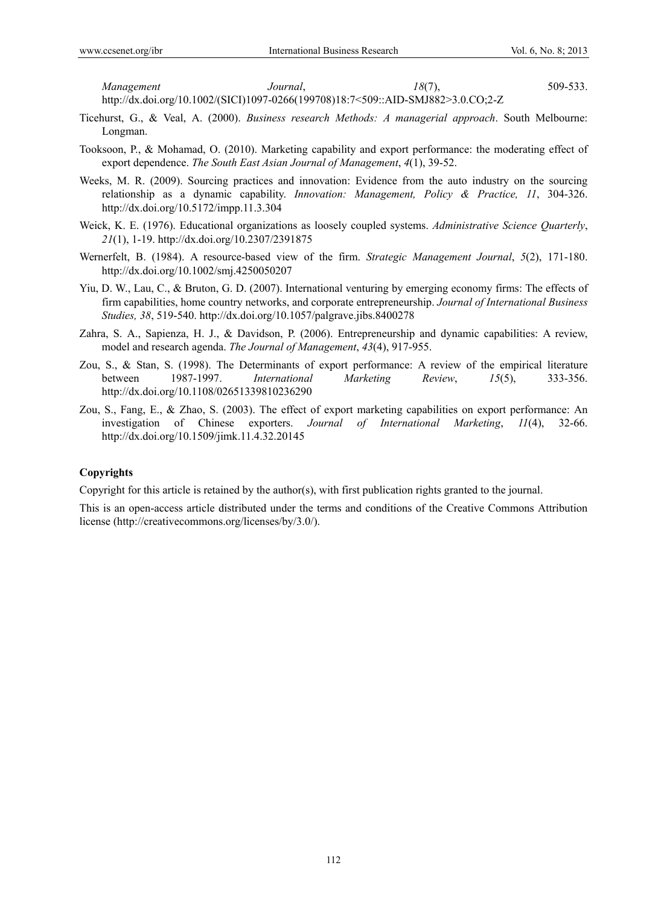*Management Journal*, *18*(7), 509-533. http://dx.doi.org/10.1002/(SICI)1097-0266(199708)18:7<509::AID-SMJ882>3.0.CO;2-Z

Ticehurst, G., & Veal, A. (2000). *Business research Methods: A managerial approach*. South Melbourne: Longman.

Tooksoon, P., & Mohamad, O. (2010). Marketing capability and export performance: the moderating effect of export dependence. *The South East Asian Journal of Management*, *4*(1), 39-52.

Weeks, M. R. (2009). Sourcing practices and innovation: Evidence from the auto industry on the sourcing relationship as a dynamic capability. *Innovation: Management, Policy & Practice, 11*, 304-326. http://dx.doi.org/10.5172/impp.11.3.304

Weick, K. E. (1976). Educational organizations as loosely coupled systems. *Administrative Science Quarterly*, *21*(1), 1-19. http://dx.doi.org/10.2307/2391875

Wernerfelt, B. (1984). A resource-based view of the firm. *Strategic Management Journal*, *5*(2), 171-180. http://dx.doi.org/10.1002/smj.4250050207

Yiu, D. W., Lau, C., & Bruton, G. D. (2007). International venturing by emerging economy firms: The effects of firm capabilities, home country networks, and corporate entrepreneurship. *Journal of International Business Studies, 38*, 519-540. http://dx.doi.org/10.1057/palgrave.jibs.8400278

Zahra, S. A., Sapienza, H. J., & Davidson, P. (2006). Entrepreneurship and dynamic capabilities: A review, model and research agenda. *The Journal of Management*, *43*(4), 917-955.

Zou, S., & Stan, S. (1998). The Determinants of export performance: A review of the empirical literature between 1987-1997. *International Marketing Review*, *15*(5), 333-356. http://dx.doi.org/10.1108/02651339810236290

Zou, S., Fang, E., & Zhao, S. (2003). The effect of export marketing capabilities on export performance: An investigation of Chinese exporters. *Journal of International Marketing*, *11*(4), 32-66. http://dx.doi.org/10.1509/jimk.11.4.32.20145

**Copyrights**

Copyright for this article is retained by the author(s), with first publication rights granted to the journal.

This is an open-access article distributed under the terms and conditions of the Creative Commons Attribution license (http://creativecommons.org/licenses/by/3.0/).